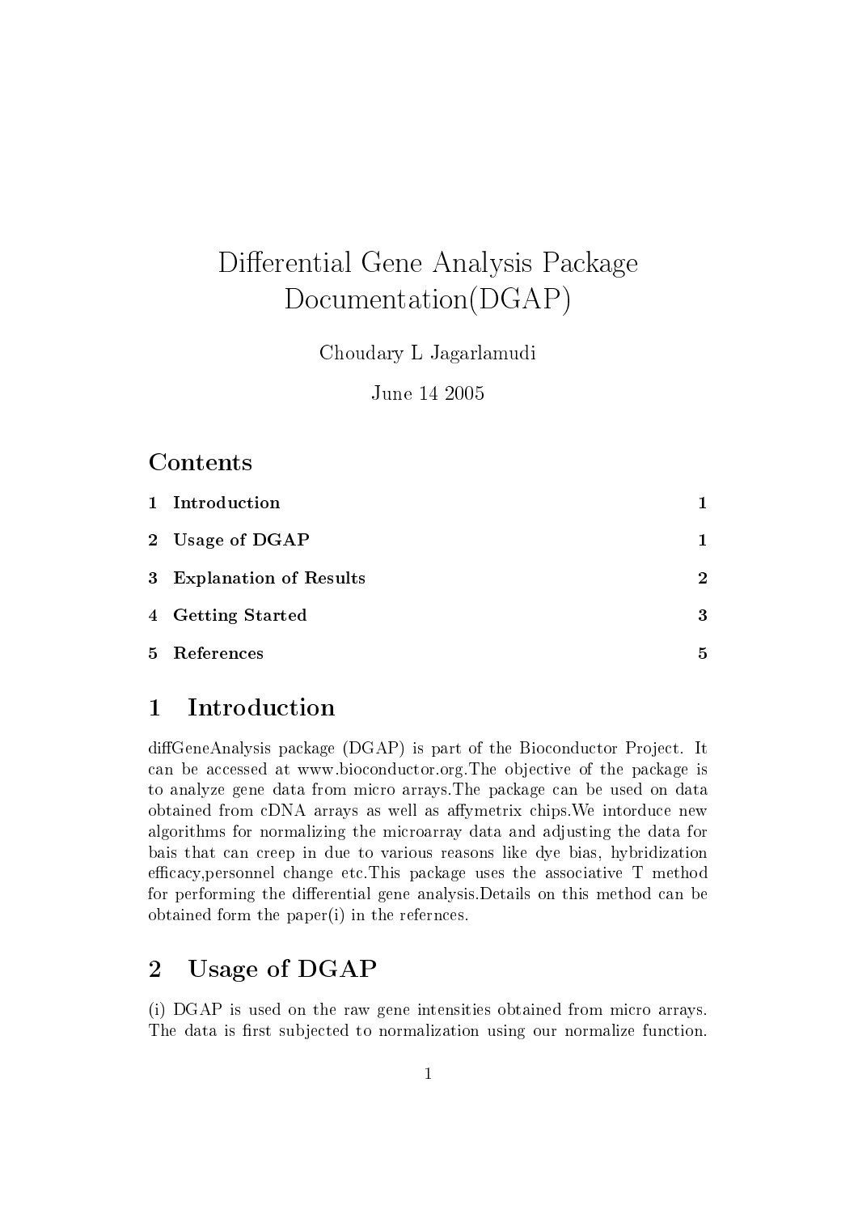# Differential Gene Analysis Package Documentation(DGAP)

Choudary L Jagarlamudi

June 14 2005

## Contents

| | | |
|---|---|---|
| 1 | **Introduction** | **1** |
| 2 | **Usage of DGAP** | **1** |
| 3 | **Explanation of Results** | **2** |
| 4 | **Getting Started** | **3** |
| 5 | **References** | **5** |

## 1 Introduction

diffGeneAnalysis package (DGAP) is part of the Bioconductor Project. It can be accessed at www.bioconductor.org.The objective of the package is to analyze gene data from micro arrays.The package can be used on data obtained from cDNA arrays as well as affymetrix chips.We intorduce new algorithms for normalizing the microarray data and adjusting the data for bais that can creep in due to various reasons like dye bias, hybridization efficacy,personnel change etc.This package uses the associative T method for performing the differential gene analysis.Details on this method can be obtained form the paper(i) in the refernces.

## 2 Usage of DGAP

(i) DGAP is used on the raw gene intensities obtained from micro arrays. The data is first subjected to normalization using our normalize function.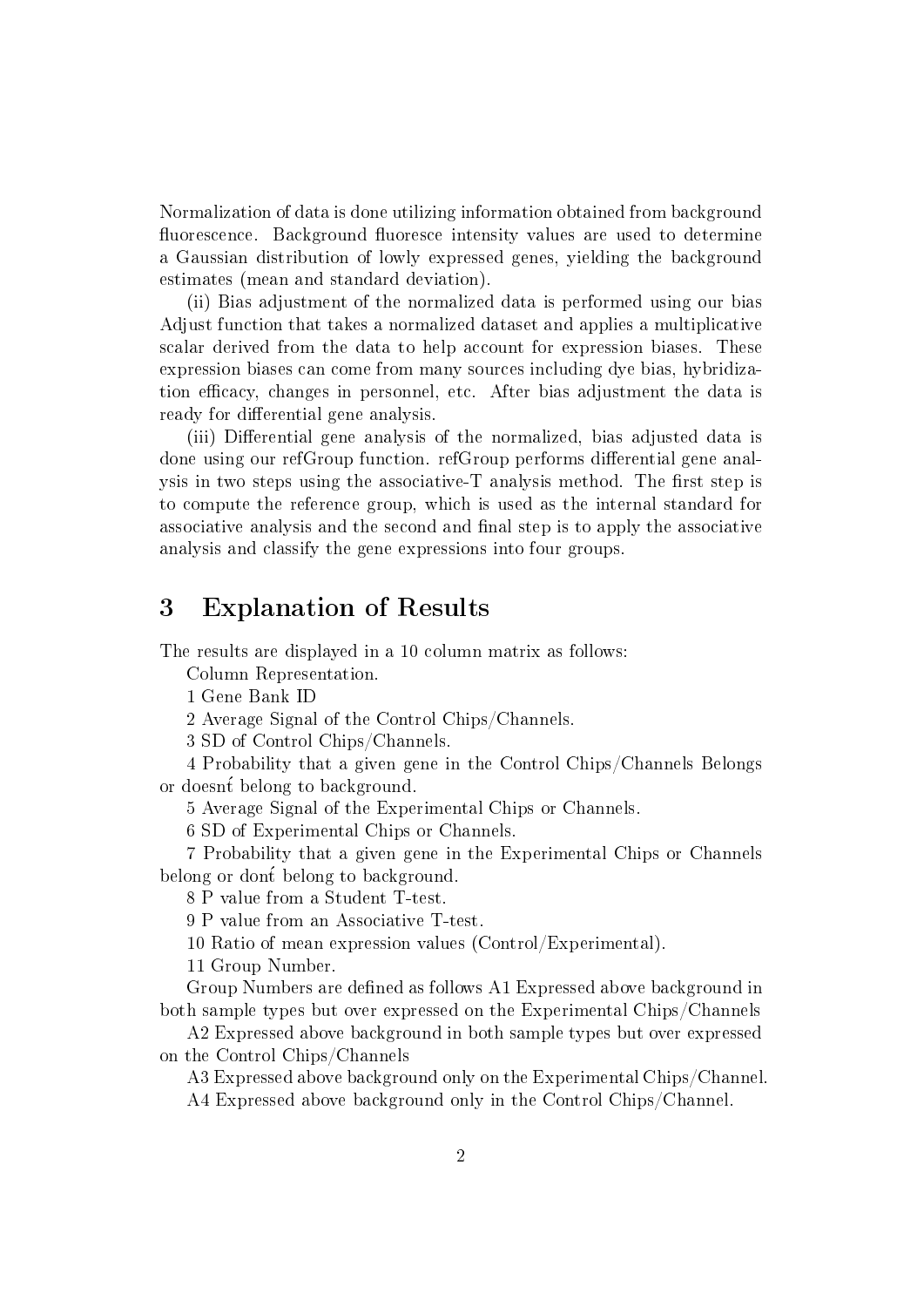Normalization of data is done utilizing information obtained from background fluorescence. Background fluoresce intensity values are used to determine a Gaussian distribution of lowly expressed genes, yielding the background estimates (mean and standard deviation).

(ii) Bias adjustment of the normalized data is performed using our bias Adjust function that takes a normalized dataset and applies a multiplicative scalar derived from the data to help account for expression biases. These expression biases can come from many sources including dye bias, hybridization efficacy, changes in personnel, etc. After bias adjustment the data is ready for differential gene analysis.

(iii) Differential gene analysis of the normalized, bias adjusted data is done using our refGroup function. refGroup performs differential gene analysis in two steps using the associative-T analysis method. The first step is to compute the reference group, which is used as the internal standard for associative analysis and the second and final step is to apply the associative analysis and classify the gene expressions into four groups.

## 3 Explanation of Results

The results are displayed in a 10 column matrix as follows:

Column Representation.

1 Gene Bank ID

2 Average Signal of the Control Chips/Channels.

3 SD of Control Chips/Channels.

4 Probability that a given gene in the Control Chips/Channels Belongs or doesnt́ belong to background.

5 Average Signal of the Experimental Chips or Channels.

6 SD of Experimental Chips or Channels.

7 Probability that a given gene in the Experimental Chips or Channels belong or dont́ belong to background.

8 P value from a Student T-test.

9 P value from an Associative T-test.

10 Ratio of mean expression values (Control/Experimental).

11 Group Number.

Group Numbers are defined as follows A1 Expressed above background in both sample types but over expressed on the Experimental Chips/Channels

A2 Expressed above background in both sample types but over expressed on the Control Chips/Channels

A3 Expressed above background only on the Experimental Chips/Channel.

A4 Expressed above background only in the Control Chips/Channel.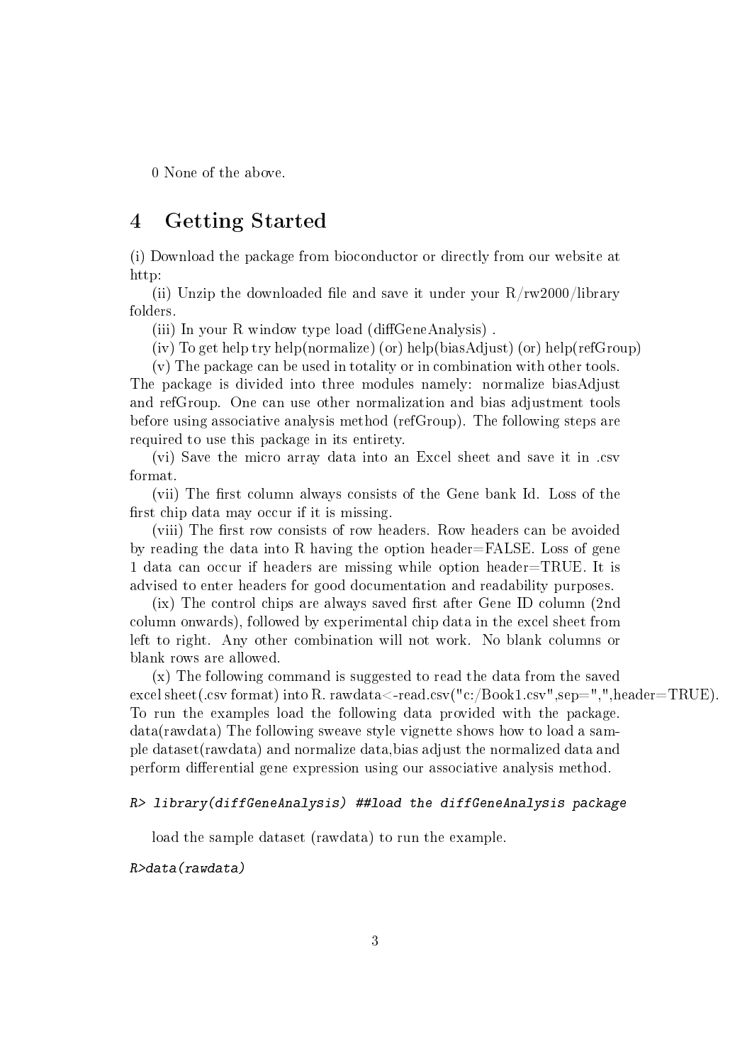0 None of the above.

## 4 Getting Started

(i) Download the package from bioconductor or directly from our website at http:

(ii) Unzip the downloaded file and save it under your R/rw2000/library folders.

(iii) In your R window type load (diffGeneAnalysis) .

(iv) To get help try help(normalize) (or) help(biasAdjust) (or) help(refGroup)

(v) The package can be used in totality or in combination with other tools. The package is divided into three modules namely: normalize biasAdjust and refGroup. One can use other normalization and bias adjustment tools before using associative analysis method (refGroup). The following steps are required to use this package in its entirety.

(vi) Save the micro array data into an Excel sheet and save it in .csv format.

(vii) The first column always consists of the Gene bank Id. Loss of the first chip data may occur if it is missing.

(viii) The first row consists of row headers. Row headers can be avoided by reading the data into R having the option header=FALSE. Loss of gene 1 data can occur if headers are missing while option header=TRUE. It is advised to enter headers for good documentation and readability purposes.

(ix) The control chips are always saved first after Gene ID column (2nd column onwards), followed by experimental chip data in the excel sheet from left to right. Any other combination will not work. No blank columns or blank rows are allowed.

(x) The following command is suggested to read the data from the saved excel sheet(.csv format) into R. rawdata<-read.csv("c:/Book1.csv",sep=",",header=TRUE). To run the examples load the following data provided with the package. data(rawdata) The following sweave style vignette shows how to load a sample dataset(rawdata) and normalize data,bias adjust the normalized data and perform differential gene expression using our associative analysis method.

```
R> library(diffGeneAnalysis) ##load the diffGeneAnalysis package
```

load the sample dataset (rawdata) to run the example.

```
R>data(rawdata)
```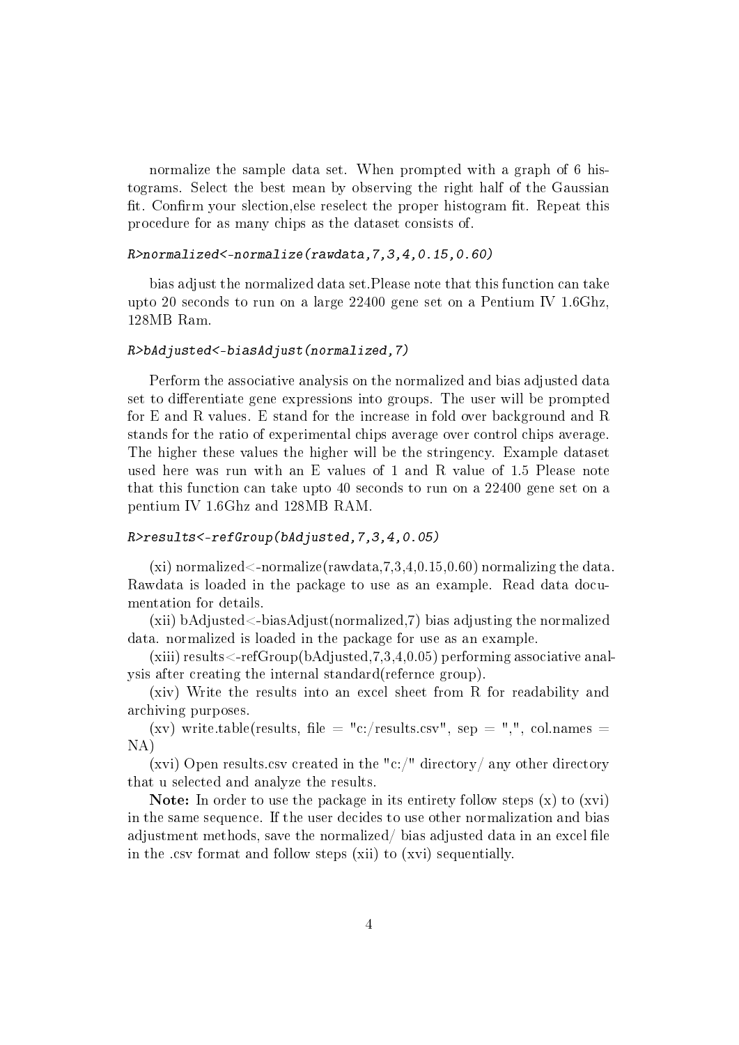normalize the sample data set. When prompted with a graph of 6 histograms. Select the best mean by observing the right half of the Gaussian fit. Confirm your slection,else reselect the proper histogram fit. Repeat this procedure for as many chips as the dataset consists of.

```
R>normalized<-normalize(rawdata,7,3,4,0.15,0.60)
```

bias adjust the normalized data set.Please note that this function can take upto 20 seconds to run on a large 22400 gene set on a Pentium IV 1.6Ghz, 128MB Ram.

```
R>bAdjusted<-biasAdjust(normalized,7)
```

Perform the associative analysis on the normalized and bias adjusted data set to differentiate gene expressions into groups. The user will be prompted for E and R values. E stand for the increase in fold over background and R stands for the ratio of experimental chips average over control chips average. The higher these values the higher will be the stringency. Example dataset used here was run with an E values of 1 and R value of 1.5 Please note that this function can take upto 40 seconds to run on a 22400 gene set on a pentium IV 1.6Ghz and 128MB RAM.

```
R>results<-refGroup(bAdjusted,7,3,4,0.05)
```

(xi) normalized<-normalize(rawdata,7,3,4,0.15,0.60) normalizing the data. Rawdata is loaded in the package to use as an example. Read data documentation for details.

(xii) bAdjusted<-biasAdjust(normalized,7) bias adjusting the normalized data. normalized is loaded in the package for use as an example.

(xiii) results<-refGroup(bAdjusted,7,3,4,0.05) performing associative analysis after creating the internal standard(refernce group).

(xiv) Write the results into an excel sheet from R for readability and archiving purposes.

(xv) write.table(results, file = "c:/results.csv", sep = ",", col.names = NA)

(xvi) Open results.csv created in the "c:/" directory/ any other directory that u selected and analyze the results.

**Note:** In order to use the package in its entirety follow steps (x) to (xvi) in the same sequence. If the user decides to use other normalization and bias adjustment methods, save the normalized/ bias adjusted data in an excel file in the .csv format and follow steps (xii) to (xvi) sequentially.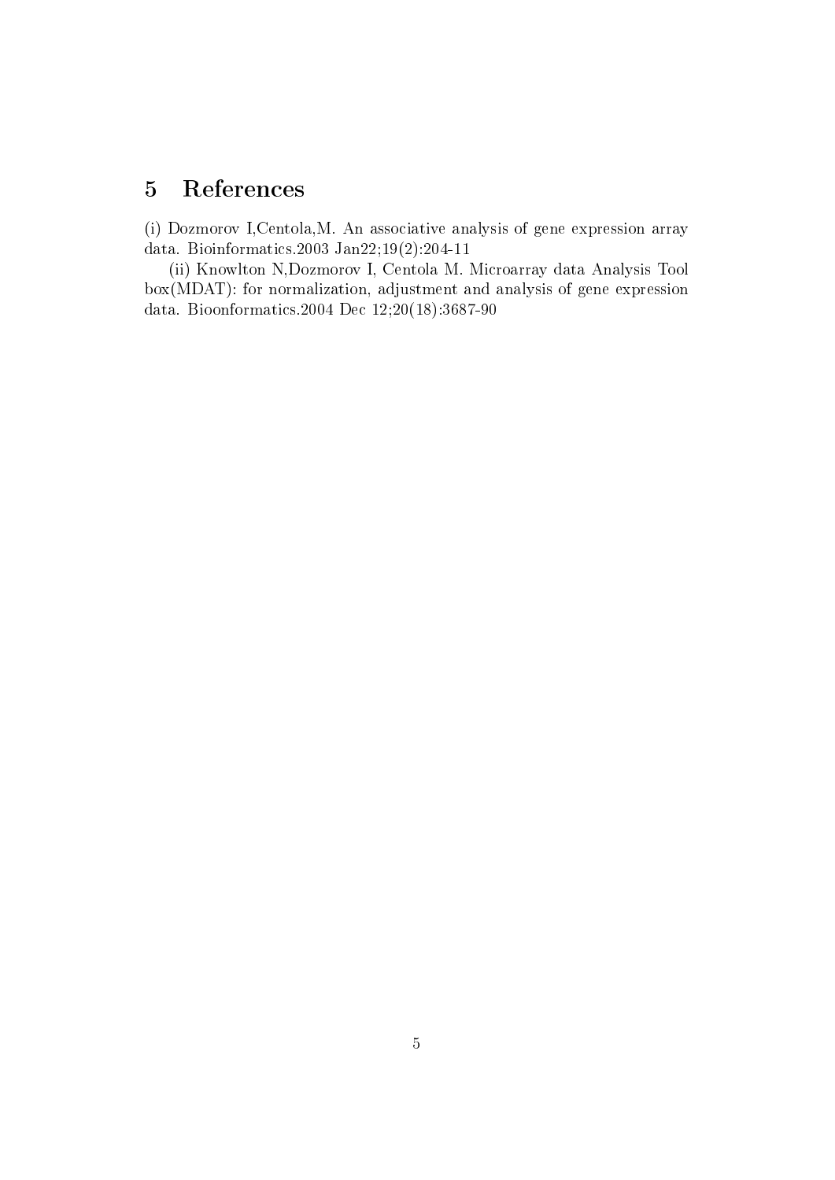# 5 References

(i) Dozmorov I,Centola,M. An associative analysis of gene expression array data. Bioinformatics.2003 Jan22;19(2):204-11

(ii) Knowlton N,Dozmorov I, Centola M. Microarray data Analysis Tool box(MDAT): for normalization, adjustment and analysis of gene expression data. Bioonformatics.2004 Dec 12;20(18):3687-90